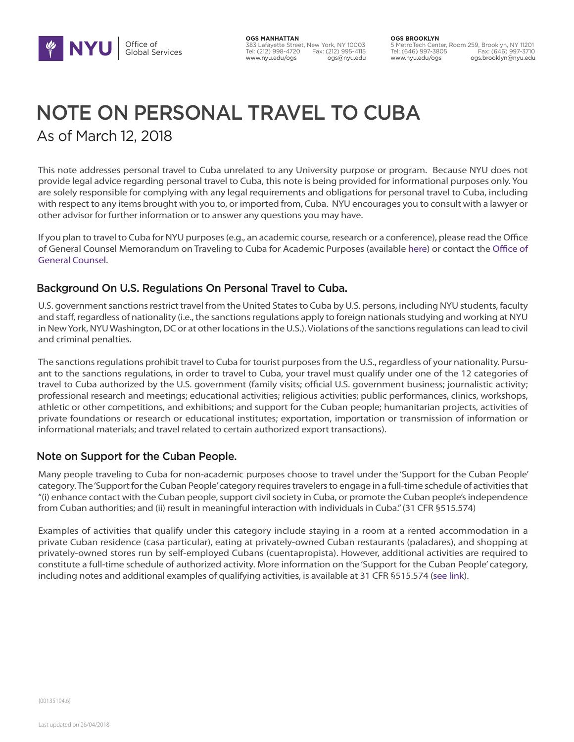# NOTE ON PERSONAL TRAVEL TO CUBA

As of March 12, 2018

This note addresses personal travel to Cuba unrelated to any University purpose or program. Because NYU does not provide legal advice regarding personal travel to Cuba, this note is being provided for informational purposes only. You are solely responsible for complying with any legal requirements and obligations for personal travel to Cuba, including with respect to any items brought with you to, or imported from, Cuba. NYU encourages you to consult with a lawyer or other advisor for further information or to answer any questions you may have.

If you plan to travel to Cuba for NYU purposes (e.g., an academic course, research or a conference), please read the Office of General Counsel Memorandum on Traveling to Cuba for Academic Purposes (available here) or contact the Office of General Counsel.

## Background On U.S. Regulations On Personal Travel to Cuba.

U.S. government sanctions restrict travel from the United States to Cuba by U.S. persons, including NYU students, faculty and staff, regardless of nationality (i.e., the sanctions regulations apply to foreign nationals studying and working at NYU in New York, NYU Washington, DC or at other locations in the U.S.). Violations of the sanctions regulations can lead to civil and criminal penalties.

The sanctions regulations prohibit travel to Cuba for tourist purposes from the U.S., regardless of your nationality. Pursuant to the sanctions regulations, in order to travel to Cuba, your travel must qualify under one of the 12 categories of travel to Cuba authorized by the U.S. government (family visits; official U.S. government business; journalistic activity; professional research and meetings; educational activities; religious activities; public performances, clinics, workshops, athletic or other competitions, and exhibitions; and support for the Cuban people; humanitarian projects, activities of private foundations or research or educational institutes; exportation, importation or transmission of information or informational materials; and travel related to certain authorized export transactions).

## Note on Support for the Cuban People.

Many people traveling to Cuba for non-academic purposes choose to travel under the 'Support for the Cuban People' category. The 'Support for the Cuban People' category requires travelers to engage in a full-time schedule of activities that "(i) enhance contact with the Cuban people, support civil society in Cuba, or promote the Cuban people's independence from Cuban authorities; and (ii) result in meaningful interaction with individuals in Cuba." (31 CFR §515.574)

Examples of activities that qualify under this category include staying in a room at a rented accommodation in a private Cuban residence (casa particular), eating at privately-owned Cuban restaurants (paladares), and shopping at privately-owned stores run by self-employed Cubans (cuentapropista). However, additional activities are required to constitute a full-time schedule of authorized activity. More information on the 'Support for the Cuban People' category, including notes and additional examples of qualifying activities, is available at 31 CFR §515.574 (see link).

{00135194.6}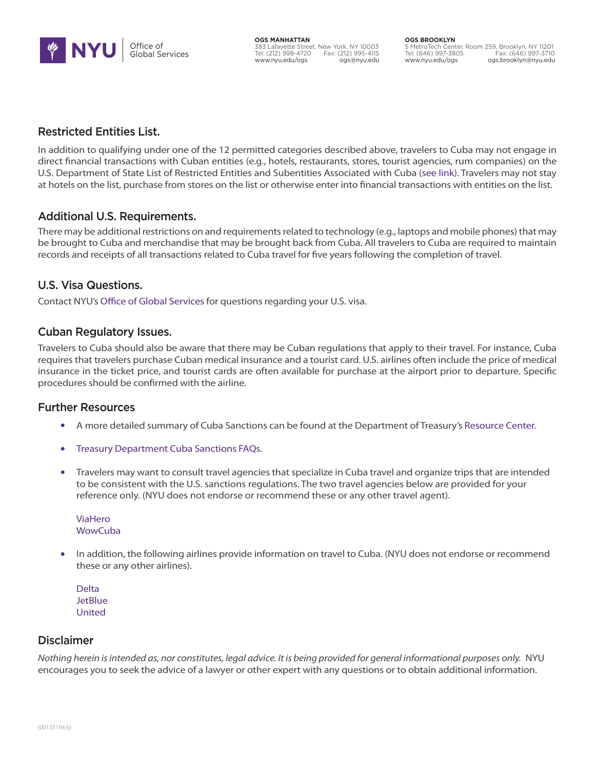## Restricted Entities List.

In addition to qualifying under one of the 12 permitted categories described above, travelers to Cuba may not engage in direct financial transactions with Cuban entities (e.g., hotels, restaurants, stores, tourist agencies, rum companies) on the U.S. Department of State List of Restricted Entities and Subentities Associated with Cuba (see link). Travelers may not stay at hotels on the list, purchase from stores on the list or otherwise enter into financial transactions with entities on the list.

## Additional U.S. Requirements.

There may be additional restrictions on and requirements related to technology (e.g., laptops and mobile phones) that may be brought to Cuba and merchandise that may be brought back from Cuba. All travelers to Cuba are required to maintain records and receipts of all transactions related to Cuba travel for five years following the completion of travel.

## U.S. Visa Questions.

Contact NYU's Office of Global Services for questions regarding your U.S. visa.

## Cuban Regulatory Issues.

Travelers to Cuba should also be aware that there may be Cuban regulations that apply to their travel. For instance, Cuba requires that travelers purchase Cuban medical insurance and a tourist card. U.S. airlines often include the price of medical insurance in the ticket price, and tourist cards are often available for purchase at the airport prior to departure. Specific procedures should be confirmed with the airline.

## Further Resources

- A more detailed summary of Cuba Sanctions can be found at the Department of Treasury's Resource Center.
- Treasury Department Cuba Sanctions FAQs.
- Travelers may want to consult travel agencies that specialize in Cuba travel and organize trips that are intended to be consistent with the U.S. sanctions regulations. The two travel agencies below are provided for your reference only. (NYU does not endorse or recommend these or any other travel agent).

  ViaHero
  WowCuba

- In addition, the following airlines provide information on travel to Cuba. (NYU does not endorse or recommend these or any other airlines).

  Delta
  JetBlue
  United

## Disclaimer

*Nothing herein is intended as, nor constitutes, legal advice. It is being provided for general informational purposes only.* NYU encourages you to seek the advice of a lawyer or other expert with any questions or to obtain additional information.

{00135194.6}